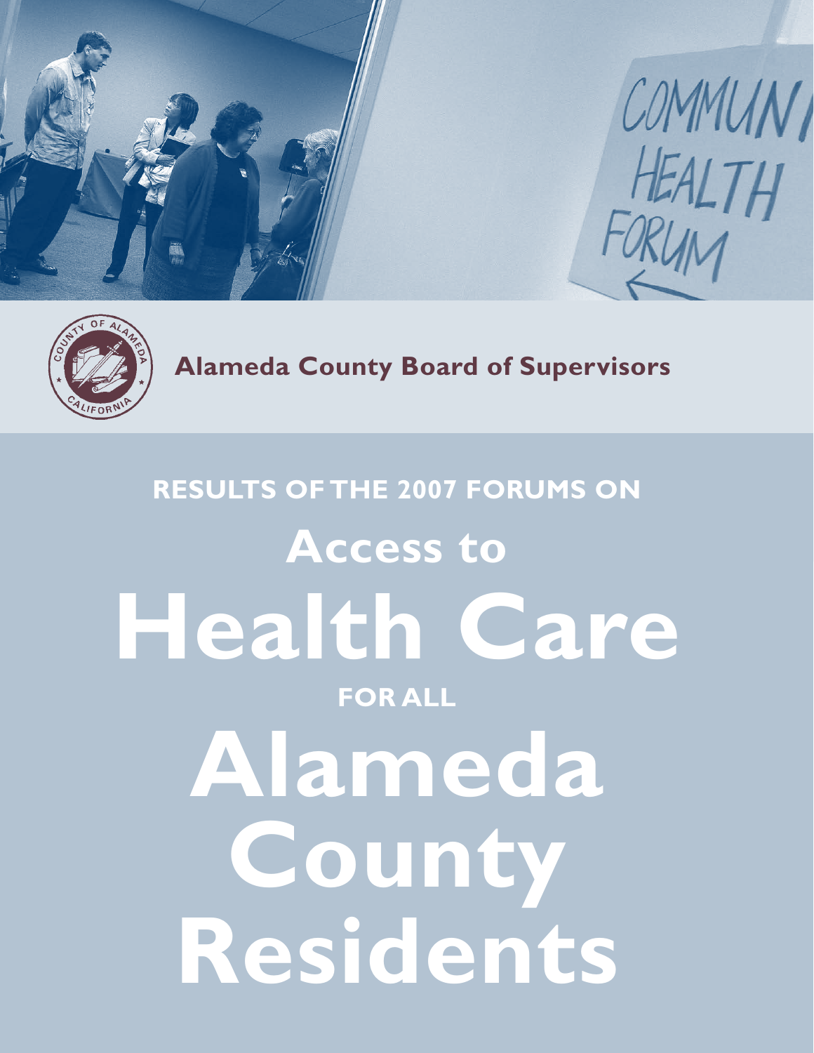Alameda County Board of Supervisors

**RESULTS OF THE 2007 FORUMS ON**

# Access to Health Care

**FOR ALL**

# Alameda County Residents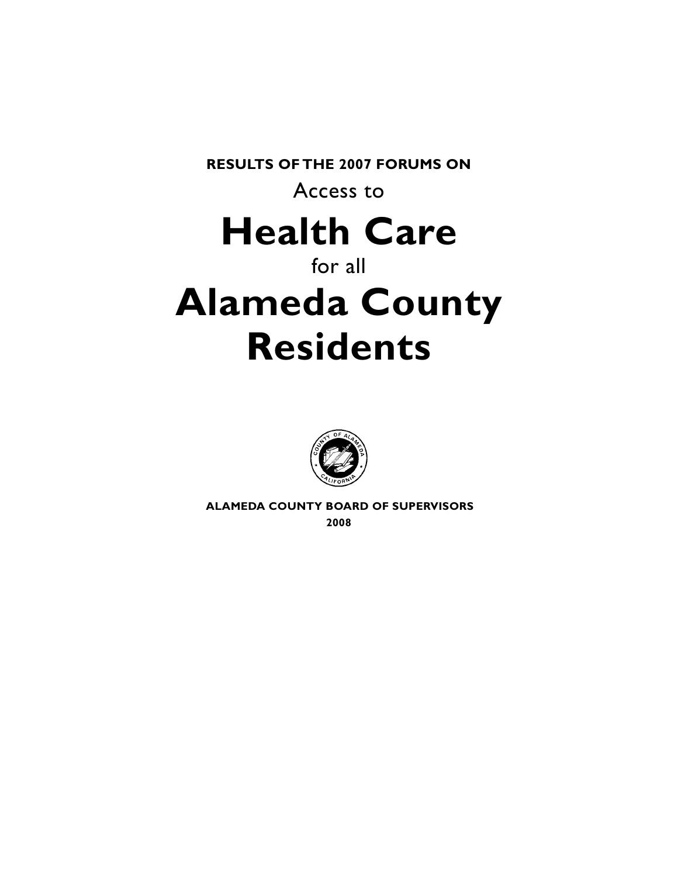**RESULTS OF THE 2007 FORUMS ON**

Access to

# Health Care

for all

# Alameda County Residents

**ALAMEDA COUNTY BOARD OF SUPERVISORS**

**2008**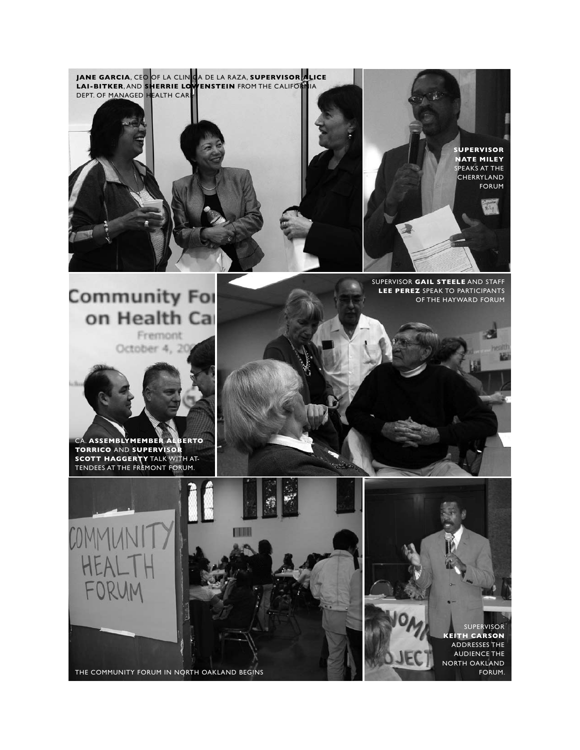**JANE GARCIA**, CEO OF LA CLINICA DE LA RAZA, **SUPERVISOR ALICE LAI-BITKER**, AND **SHERRIE LOWENSTEIN** FROM THE CALIFORNIA DEPT. OF MANAGED HEALTH CARE

**SUPERVISOR NATE MILEY** SPEAKS AT THE CHERRYLAND FORUM

CA. **ASSEMBLYMEMBER ALBERTO TORRICO** AND **SUPERVISOR SCOTT HAGGERTY** TALK WITH ATTENDEES AT THE FREMONT FORUM.

SUPERVISOR **GAIL STEELE** AND STAFF **LEE PEREZ** SPEAK TO PARTICIPANTS OF THE HAYWARD FORUM

THE COMMUNITY FORUM IN NORTH OAKLAND BEGINS

SUPERVISOR **KEITH CARSON** ADDRESSES THE AUDIENCE THE NORTH OAKLAND FORUM.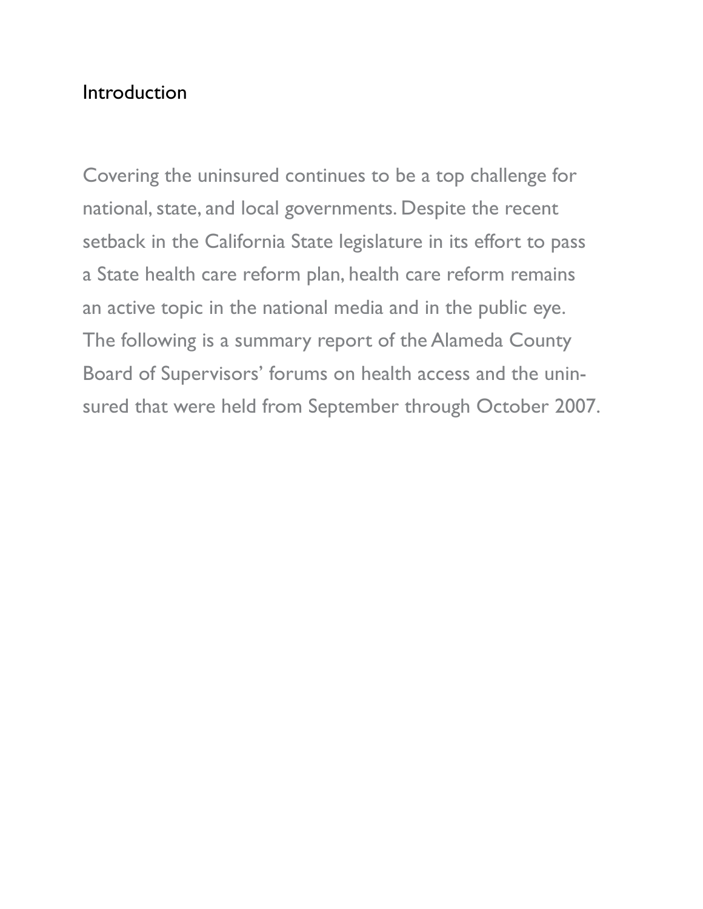## Introduction

Covering the uninsured continues to be a top challenge for national, state, and local governments. Despite the recent setback in the California State legislature in its effort to pass a State health care reform plan, health care reform remains an active topic in the national media and in the public eye. The following is a summary report of the Alameda County Board of Supervisors' forums on health access and the uninsured that were held from September through October 2007.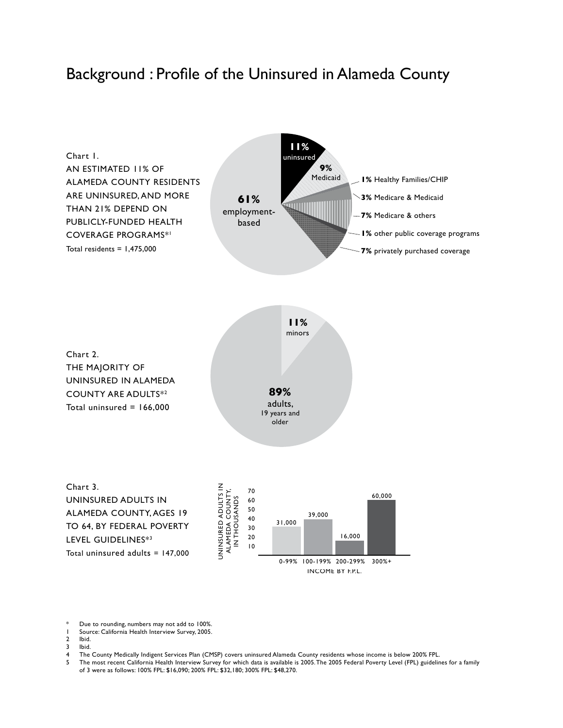# Background : Profile of the Uninsured in Alameda County

Chart 1.
AN ESTIMATED 11% OF ALAMEDA COUNTY RESIDENTS ARE UNINSURED, AND MORE THAN 21% DEPEND ON PUBLICLY-FUNDED HEALTH COVERAGE PROGRAMS*[1]
Total residents = 1,475,000

| Coverage | Percent |
|---|---|
| uninsured | 11% |
| Medicaid | 9% |
| Healthy Families/CHIP | 1% |
| Medicare & Medicaid | 3% |
| Medicare & others | 7% |
| other public coverage programs | 1% |
| privately purchased coverage | 7% |
| employment-based | 61% |

Chart 2.
THE MAJORITY OF UNINSURED IN ALAMEDA COUNTY ARE ADULTS*[2]
Total uninsured = 166,000

| Group | Percent |
|---|---|
| minors | 11% |
| adults, 19 years and older | 89% |

Chart 3.
UNINSURED ADULTS IN ALAMEDA COUNTY, AGES 19 TO 64, BY FEDERAL POVERTY LEVEL GUIDELINES*[3]
Total uninsured adults = 147,000

| Income by F.P.L. | Uninsured adults in Alameda County |
|---|---|
| 0-99% | 31,000 |
| 100-199% | 39,000 |
| 200-299% | 16,000 |
| 300%+ | 60,000 |

\* Due to rounding, numbers may not add to 100%.
1 Source: California Health Interview Survey, 2005.
2 Ibid.
3 Ibid.
4 The County Medically Indigent Services Plan (CMSP) covers uninsured Alameda County residents whose income is below 200% FPL.
5 The most recent California Health Interview Survey for which data is available is 2005. The 2005 Federal Poverty Level (FPL) guidelines for a family of 3 were as follows: 100% FPL: $16,090; 200% FPL: $32,180; 300% FPL: $48,270.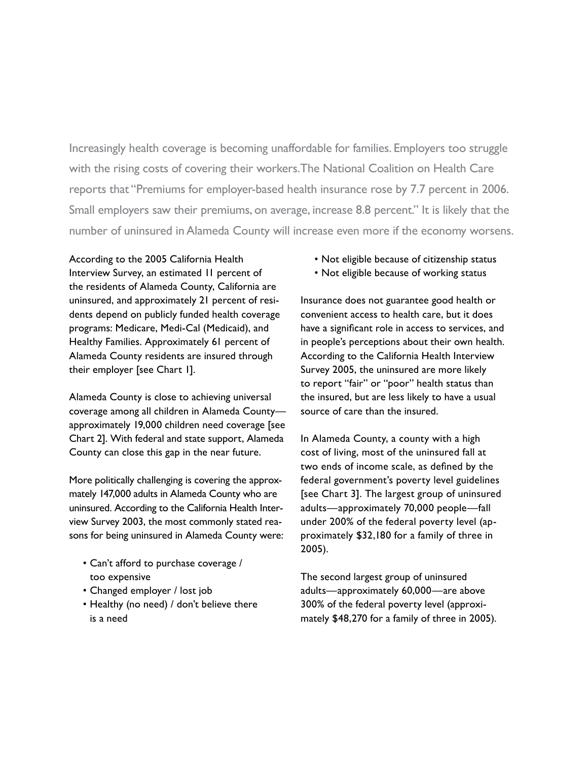Increasingly health coverage is becoming unaffordable for families. Employers too struggle with the rising costs of covering their workers. The National Coalition on Health Care reports that "Premiums for employer-based health insurance rose by 7.7 percent in 2006. Small employers saw their premiums, on average, increase 8.8 percent." It is likely that the number of uninsured in Alameda County will increase even more if the economy worsens.

According to the 2005 California Health Interview Survey, an estimated 11 percent of the residents of Alameda County, California are uninsured, and approximately 21 percent of residents depend on publicly funded health coverage programs: Medicare, Medi-Cal (Medicaid), and Healthy Families. Approximately 61 percent of Alameda County residents are insured through their employer [see Chart 1].

Alameda County is close to achieving universal coverage among all children in Alameda County—approximately 19,000 children need coverage [see Chart 2]. With federal and state support, Alameda County can close this gap in the near future.

More politically challenging is covering the approxmately 147,000 adults in Alameda County who are uninsured. According to the California Health Interview Survey 2003, the most commonly stated reasons for being uninsured in Alameda County were:

- Can't afford to purchase coverage / too expensive
- Changed employer / lost job
- Healthy (no need) / don't believe there is a need
- Not eligible because of citizenship status
- Not eligible because of working status

Insurance does not guarantee good health or convenient access to health care, but it does have a significant role in access to services, and in people's perceptions about their own health. According to the California Health Interview Survey 2005, the uninsured are more likely to report "fair" or "poor" health status than the insured, but are less likely to have a usual source of care than the insured.

In Alameda County, a county with a high cost of living, most of the uninsured fall at two ends of income scale, as defined by the federal government's poverty level guidelines [see Chart 3]. The largest group of uninsured adults—approximately 70,000 people—fall under 200% of the federal poverty level (approximately $32,180 for a family of three in 2005).

The second largest group of uninsured adults—approximately 60,000—are above 300% of the federal poverty level (approximately $48,270 for a family of three in 2005).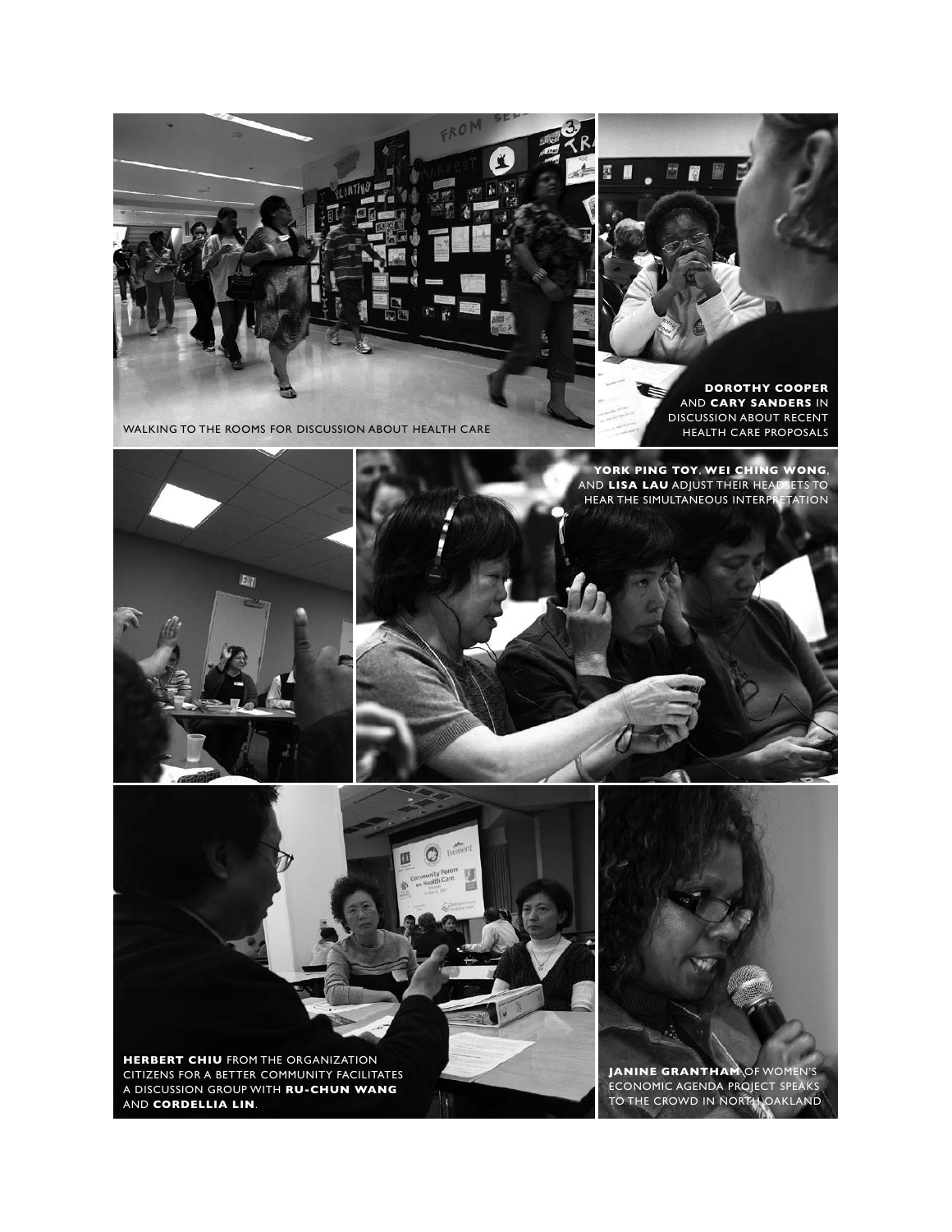WALKING TO THE ROOMS FOR DISCUSSION ABOUT HEALTH CARE

**DOROTHY COOPER** AND **CARY SANDERS** IN DISCUSSION ABOUT RECENT HEALTH CARE PROPOSALS

**YORK PING TOY**, **WEI CHING WONG**, AND **LISA LAU** ADJUST THEIR HEADSETS TO HEAR THE SIMULTANEOUS INTERPRETATION

**HERBERT CHIU** FROM THE ORGANIZATION CITIZENS FOR A BETTER COMMUNITY FACILITATES A DISCUSSION GROUP WITH **RU-CHUN WANG** AND **CORDELLIA LIN**.

**JANINE GRANTHAM** OF WOMEN'S ECONOMIC AGENDA PROJECT SPEAKS TO THE CROWD IN NORTH OAKLAND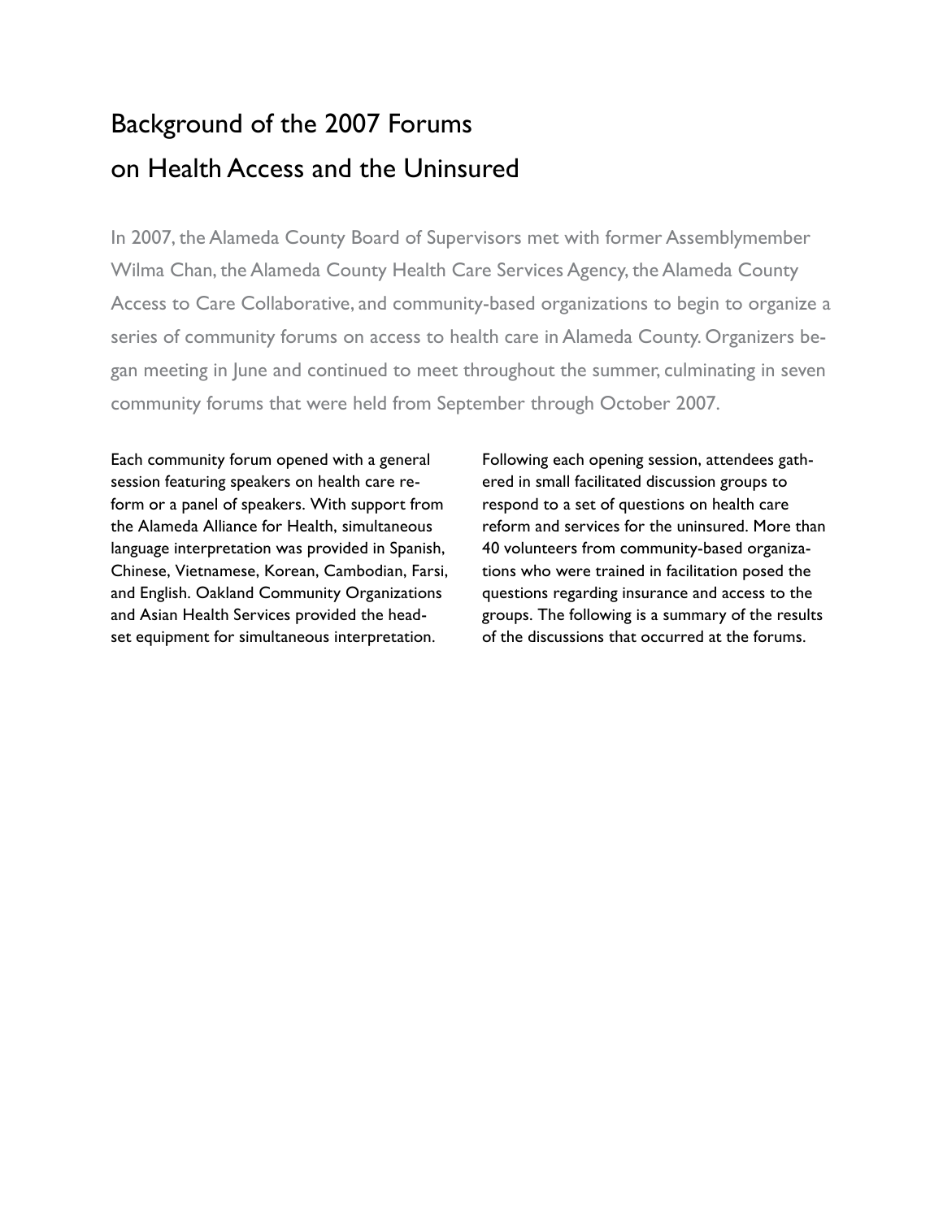# Background of the 2007 Forums on Health Access and the Uninsured

In 2007, the Alameda County Board of Supervisors met with former Assemblymember Wilma Chan, the Alameda County Health Care Services Agency, the Alameda County Access to Care Collaborative, and community-based organizations to begin to organize a series of community forums on access to health care in Alameda County. Organizers began meeting in June and continued to meet throughout the summer, culminating in seven community forums that were held from September through October 2007.

Each community forum opened with a general session featuring speakers on health care reform or a panel of speakers. With support from the Alameda Alliance for Health, simultaneous language interpretation was provided in Spanish, Chinese, Vietnamese, Korean, Cambodian, Farsi, and English. Oakland Community Organizations and Asian Health Services provided the headset equipment for simultaneous interpretation.

Following each opening session, attendees gathered in small facilitated discussion groups to respond to a set of questions on health care reform and services for the uninsured. More than 40 volunteers from community-based organizations who were trained in facilitation posed the questions regarding insurance and access to the groups. The following is a summary of the results of the discussions that occurred at the forums.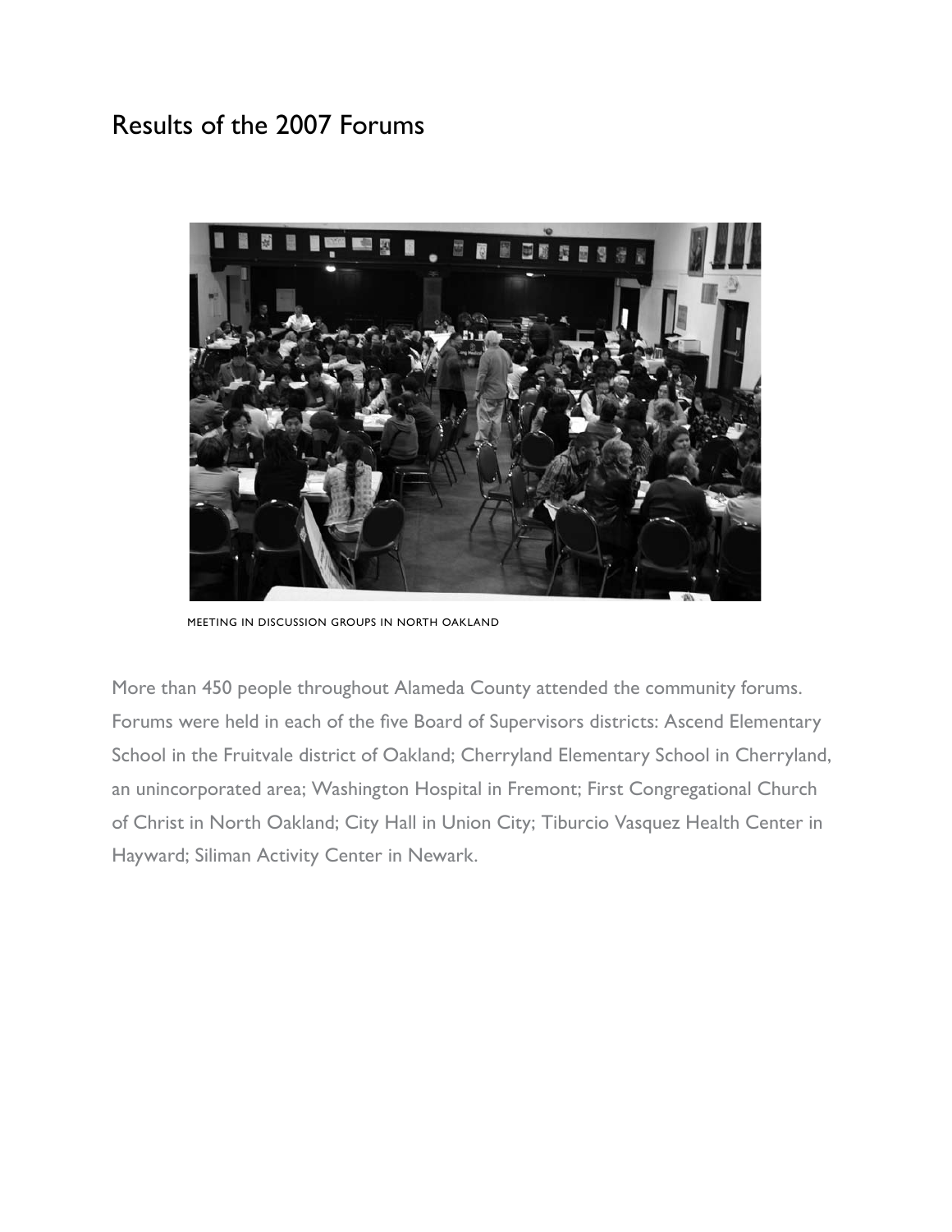# Results of the 2007 Forums

MEETING IN DISCUSSION GROUPS IN NORTH OAKLAND

More than 450 people throughout Alameda County attended the community forums. Forums were held in each of the five Board of Supervisors districts: Ascend Elementary School in the Fruitvale district of Oakland; Cherryland Elementary School in Cherryland, an unincorporated area; Washington Hospital in Fremont; First Congregational Church of Christ in North Oakland; City Hall in Union City; Tiburcio Vasquez Health Center in Hayward; Siliman Activity Center in Newark.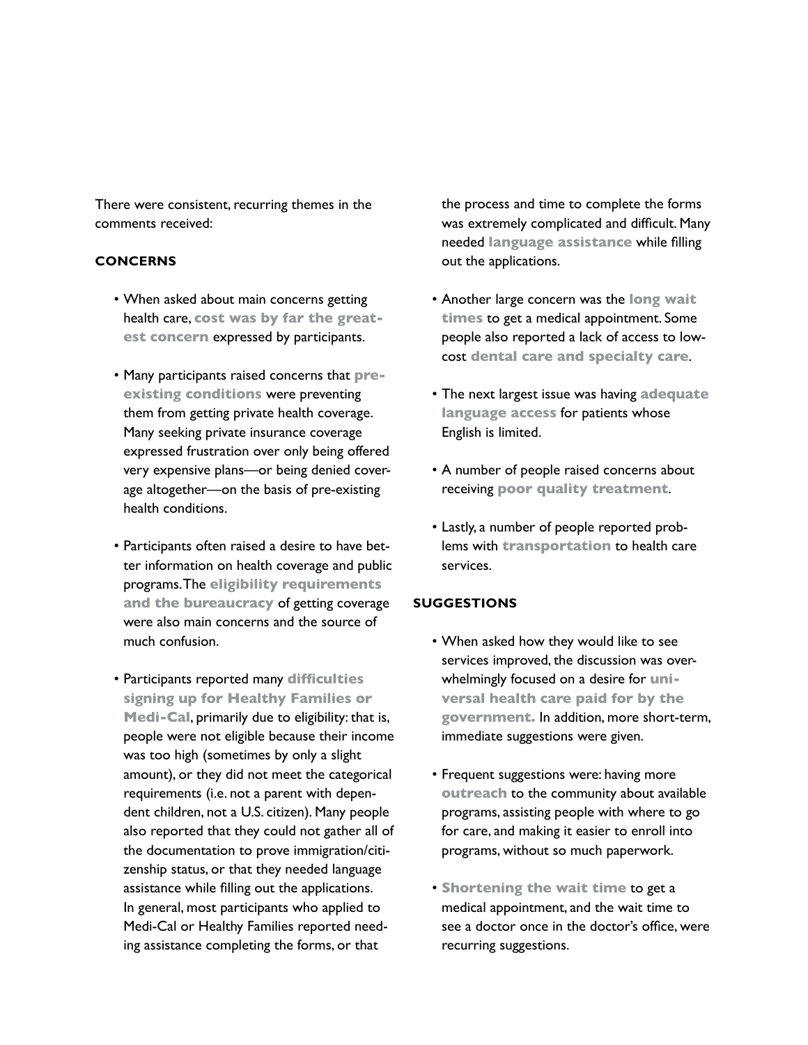There were consistent, recurring themes in the comments received:

### CONCERNS

- When asked about main concerns getting health care, **cost was by far the greatest concern** expressed by participants.

- Many participants raised concerns that **pre-existing conditions** were preventing them from getting private health coverage. Many seeking private insurance coverage expressed frustration over only being offered very expensive plans—or being denied coverage altogether—on the basis of pre-existing health conditions.

- Participants often raised a desire to have better information on health coverage and public programs. The **eligibility requirements and the bureaucracy** of getting coverage were also main concerns and the source of much confusion.

- Participants reported many **difficulties signing up for Healthy Families or Medi-Cal**, primarily due to eligibility: that is, people were not eligible because their income was too high (sometimes by only a slight amount), or they did not meet the categorical requirements (i.e. not a parent with dependent children, not a U.S. citizen). Many people also reported that they could not gather all of the documentation to prove immigration/citizenship status, or that they needed language assistance while filling out the applications. In general, most participants who applied to Medi-Cal or Healthy Families reported needing assistance completing the forms, or that the process and time to complete the forms was extremely complicated and difficult. Many needed **language assistance** while filling out the applications.

- Another large concern was the **long wait times** to get a medical appointment. Some people also reported a lack of access to low-cost **dental care and specialty care**.

- The next largest issue was having **adequate language access** for patients whose English is limited.

- A number of people raised concerns about receiving **poor quality treatment**.

- Lastly, a number of people reported problems with **transportation** to health care services.

### SUGGESTIONS

- When asked how they would like to see services improved, the discussion was overwhelmingly focused on a desire for **universal health care paid for by the government.** In addition, more short-term, immediate suggestions were given.

- Frequent suggestions were: having more **outreach** to the community about available programs, assisting people with where to go for care, and making it easier to enroll into programs, without so much paperwork.

- **Shortening the wait time** to get a medical appointment, and the wait time to see a doctor once in the doctor's office, were recurring suggestions.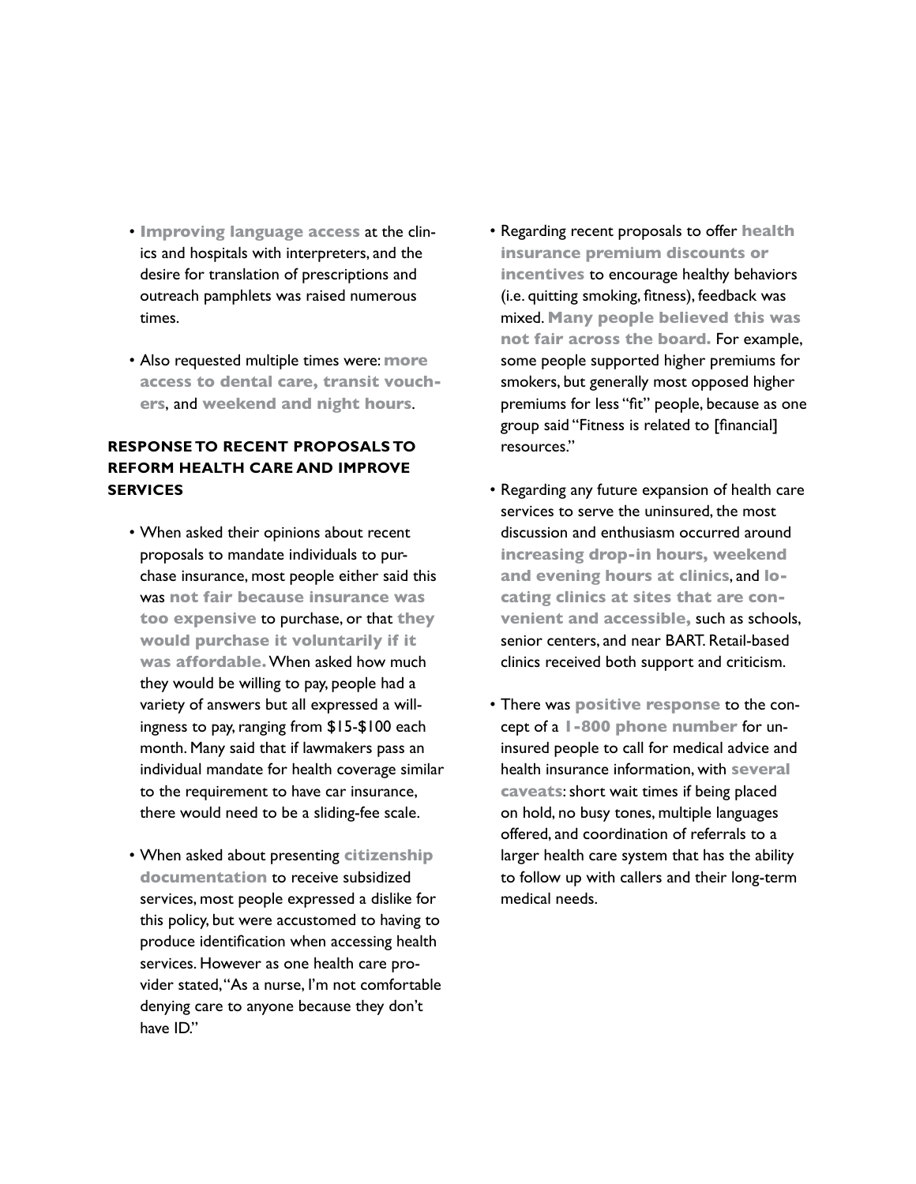- **Improving language access** at the clinics and hospitals with interpreters, and the desire for translation of prescriptions and outreach pamphlets was raised numerous times.

- Also requested multiple times were: **more access to dental care, transit vouchers**, and **weekend and night hours**.

### RESPONSE TO RECENT PROPOSALS TO REFORM HEALTH CARE AND IMPROVE SERVICES

- When asked their opinions about recent proposals to mandate individuals to purchase insurance, most people either said this was **not fair because insurance was too expensive** to purchase, or that **they would purchase it voluntarily if it was affordable.** When asked how much they would be willing to pay, people had a variety of answers but all expressed a willingness to pay, ranging from $15-$100 each month. Many said that if lawmakers pass an individual mandate for health coverage similar to the requirement to have car insurance, there would need to be a sliding-fee scale.

- When asked about presenting **citizenship documentation** to receive subsidized services, most people expressed a dislike for this policy, but were accustomed to having to produce identification when accessing health services. However as one health care provider stated, "As a nurse, I'm not comfortable denying care to anyone because they don't have ID."

- Regarding recent proposals to offer **health insurance premium discounts or incentives** to encourage healthy behaviors (i.e. quitting smoking, fitness), feedback was mixed. **Many people believed this was not fair across the board.** For example, some people supported higher premiums for smokers, but generally most opposed higher premiums for less "fit" people, because as one group said "Fitness is related to [financial] resources."

- Regarding any future expansion of health care services to serve the uninsured, the most discussion and enthusiasm occurred around **increasing drop-in hours, weekend and evening hours at clinics**, and **locating clinics at sites that are convenient and accessible,** such as schools, senior centers, and near BART. Retail-based clinics received both support and criticism.

- There was **positive response** to the concept of a **1-800 phone number** for uninsured people to call for medical advice and health insurance information, with **several caveats**: short wait times if being placed on hold, no busy tones, multiple languages offered, and coordination of referrals to a larger health care system that has the ability to follow up with callers and their long-term medical needs.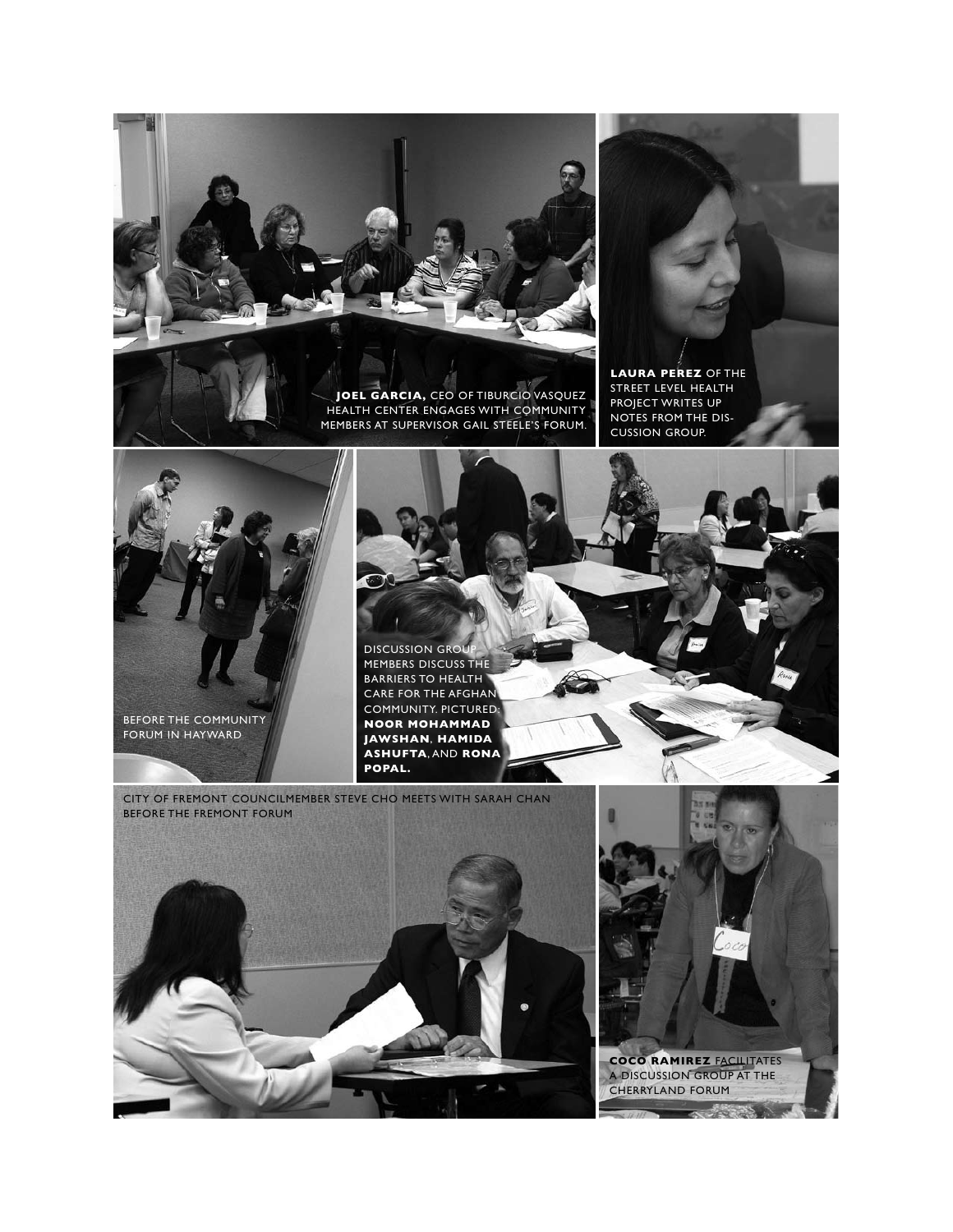**JOEL GARCIA,** CEO OF TIBURCIO VASQUEZ HEALTH CENTER ENGAGES WITH COMMUNITY MEMBERS AT SUPERVISOR GAIL STEELE'S FORUM.

**LAURA PEREZ** OF THE STREET LEVEL HEALTH PROJECT WRITES UP NOTES FROM THE DISCUSSION GROUP.

BEFORE THE COMMUNITY FORUM IN HAYWARD

DISCUSSION GROUP MEMBERS DISCUSS THE BARRIERS TO HEALTH CARE FOR THE AFGHAN COMMUNITY. PICTURED: **NOOR MOHAMMAD JAWSHAN**, **HAMIDA ASHUFTA**, AND **RONA POPAL.**

CITY OF FREMONT COUNCILMEMBER STEVE CHO MEETS WITH SARAH CHAN BEFORE THE FREMONT FORUM

**COCO RAMIREZ** FACILITATES A DISCUSSION GROUP AT THE CHERRYLAND FORUM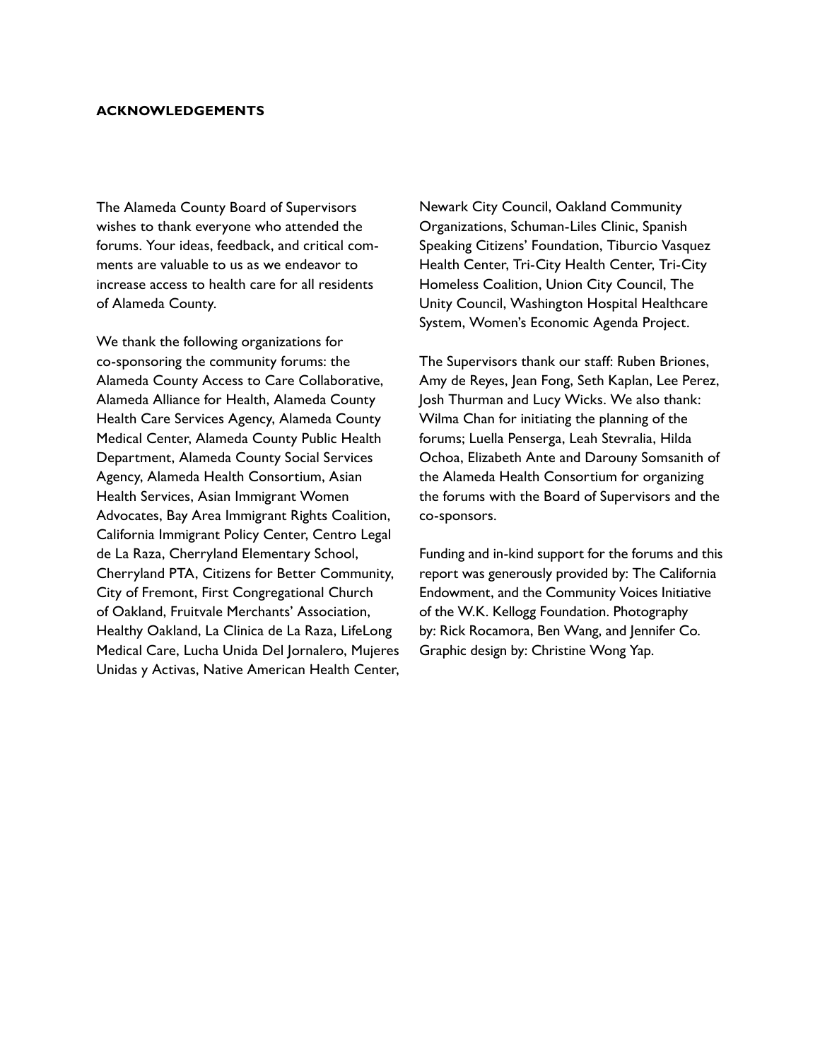## ACKNOWLEDGEMENTS

The Alameda County Board of Supervisors wishes to thank everyone who attended the forums. Your ideas, feedback, and critical comments are valuable to us as we endeavor to increase access to health care for all residents of Alameda County.

We thank the following organizations for co-sponsoring the community forums: the Alameda County Access to Care Collaborative, Alameda Alliance for Health, Alameda County Health Care Services Agency, Alameda County Medical Center, Alameda County Public Health Department, Alameda County Social Services Agency, Alameda Health Consortium, Asian Health Services, Asian Immigrant Women Advocates, Bay Area Immigrant Rights Coalition, California Immigrant Policy Center, Centro Legal de La Raza, Cherryland Elementary School, Cherryland PTA, Citizens for Better Community, City of Fremont, First Congregational Church of Oakland, Fruitvale Merchants' Association, Healthy Oakland, La Clinica de La Raza, LifeLong Medical Care, Lucha Unida Del Jornalero, Mujeres Unidas y Activas, Native American Health Center, Newark City Council, Oakland Community Organizations, Schuman-Liles Clinic, Spanish Speaking Citizens' Foundation, Tiburcio Vasquez Health Center, Tri-City Health Center, Tri-City Homeless Coalition, Union City Council, The Unity Council, Washington Hospital Healthcare System, Women's Economic Agenda Project.

The Supervisors thank our staff: Ruben Briones, Amy de Reyes, Jean Fong, Seth Kaplan, Lee Perez, Josh Thurman and Lucy Wicks. We also thank: Wilma Chan for initiating the planning of the forums; Luella Penserga, Leah Stevralia, Hilda Ochoa, Elizabeth Ante and Darouny Somsanith of the Alameda Health Consortium for organizing the forums with the Board of Supervisors and the co-sponsors.

Funding and in-kind support for the forums and this report was generously provided by: The California Endowment, and the Community Voices Initiative of the W.K. Kellogg Foundation. Photography by: Rick Rocamora, Ben Wang, and Jennifer Co. Graphic design by: Christine Wong Yap.